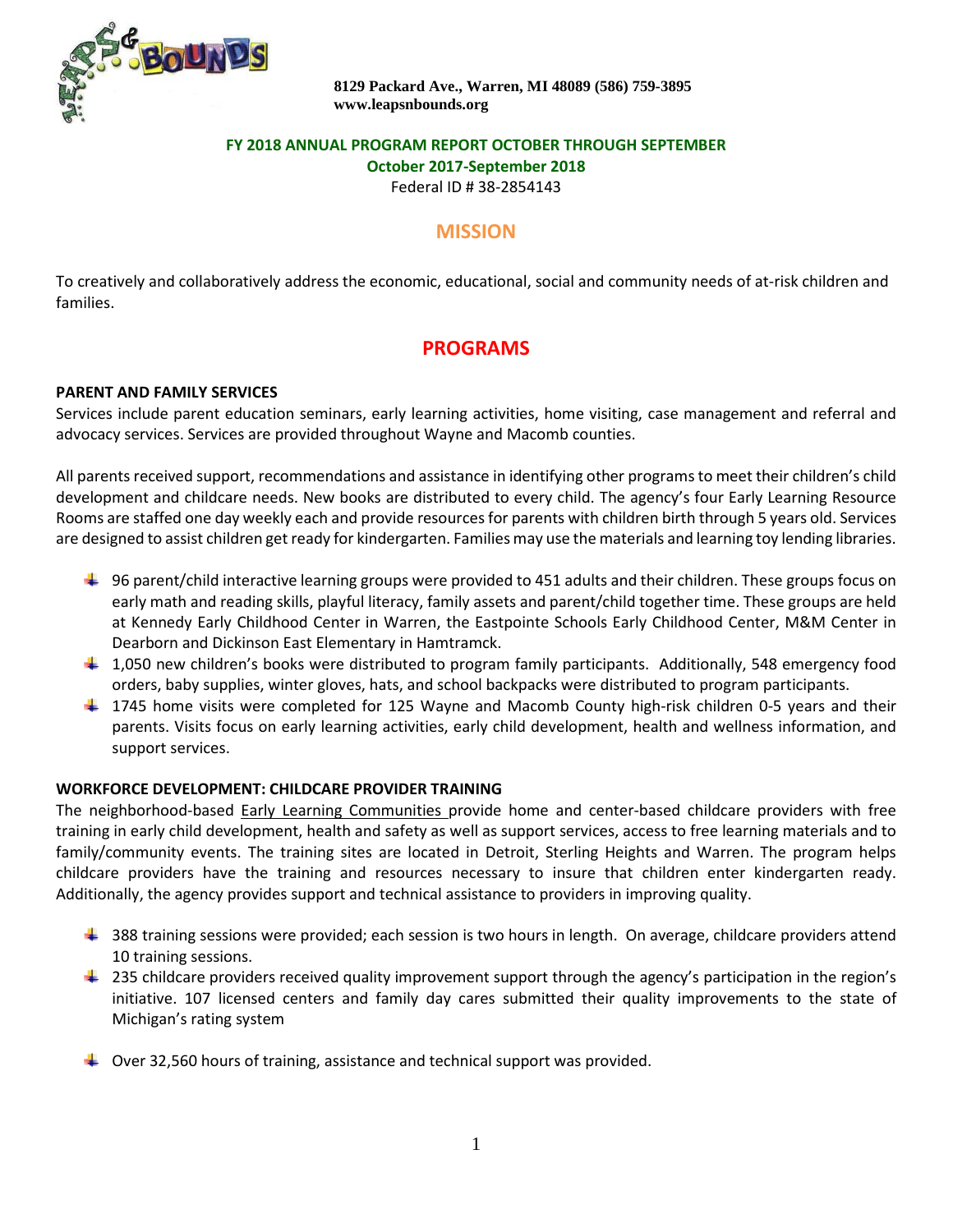8129 Packard Ave., Warren, MI 48089 (586) 759-3895
www.leapsnbounds.org

**FY 2018 ANNUAL PROGRAM REPORT OCTOBER THROUGH SEPTEMBER**
**October 2017-September 2018**
Federal ID # 38-2854143

# MISSION

To creatively and collaboratively address the economic, educational, social and community needs of at-risk children and families.

# PROGRAMS

## PARENT AND FAMILY SERVICES

Services include parent education seminars, early learning activities, home visiting, case management and referral and advocacy services. Services are provided throughout Wayne and Macomb counties.

All parents received support, recommendations and assistance in identifying other programs to meet their children's child development and childcare needs. New books are distributed to every child. The agency's four Early Learning Resource Rooms are staffed one day weekly each and provide resources for parents with children birth through 5 years old. Services are designed to assist children get ready for kindergarten. Families may use the materials and learning toy lending libraries.

- 96 parent/child interactive learning groups were provided to 451 adults and their children. These groups focus on early math and reading skills, playful literacy, family assets and parent/child together time. These groups are held at Kennedy Early Childhood Center in Warren, the Eastpointe Schools Early Childhood Center, M&M Center in Dearborn and Dickinson East Elementary in Hamtramck.
- 1,050 new children's books were distributed to program family participants. Additionally, 548 emergency food orders, baby supplies, winter gloves, hats, and school backpacks were distributed to program participants.
- 1745 home visits were completed for 125 Wayne and Macomb County high-risk children 0-5 years and their parents. Visits focus on early learning activities, early child development, health and wellness information, and support services.

## WORKFORCE DEVELOPMENT: CHILDCARE PROVIDER TRAINING

The neighborhood-based Early Learning Communities provide home and center-based childcare providers with free training in early child development, health and safety as well as support services, access to free learning materials and to family/community events. The training sites are located in Detroit, Sterling Heights and Warren. The program helps childcare providers have the training and resources necessary to insure that children enter kindergarten ready. Additionally, the agency provides support and technical assistance to providers in improving quality.

- 388 training sessions were provided; each session is two hours in length. On average, childcare providers attend 10 training sessions.
- 235 childcare providers received quality improvement support through the agency's participation in the region's initiative. 107 licensed centers and family day cares submitted their quality improvements to the state of Michigan's rating system
- Over 32,560 hours of training, assistance and technical support was provided.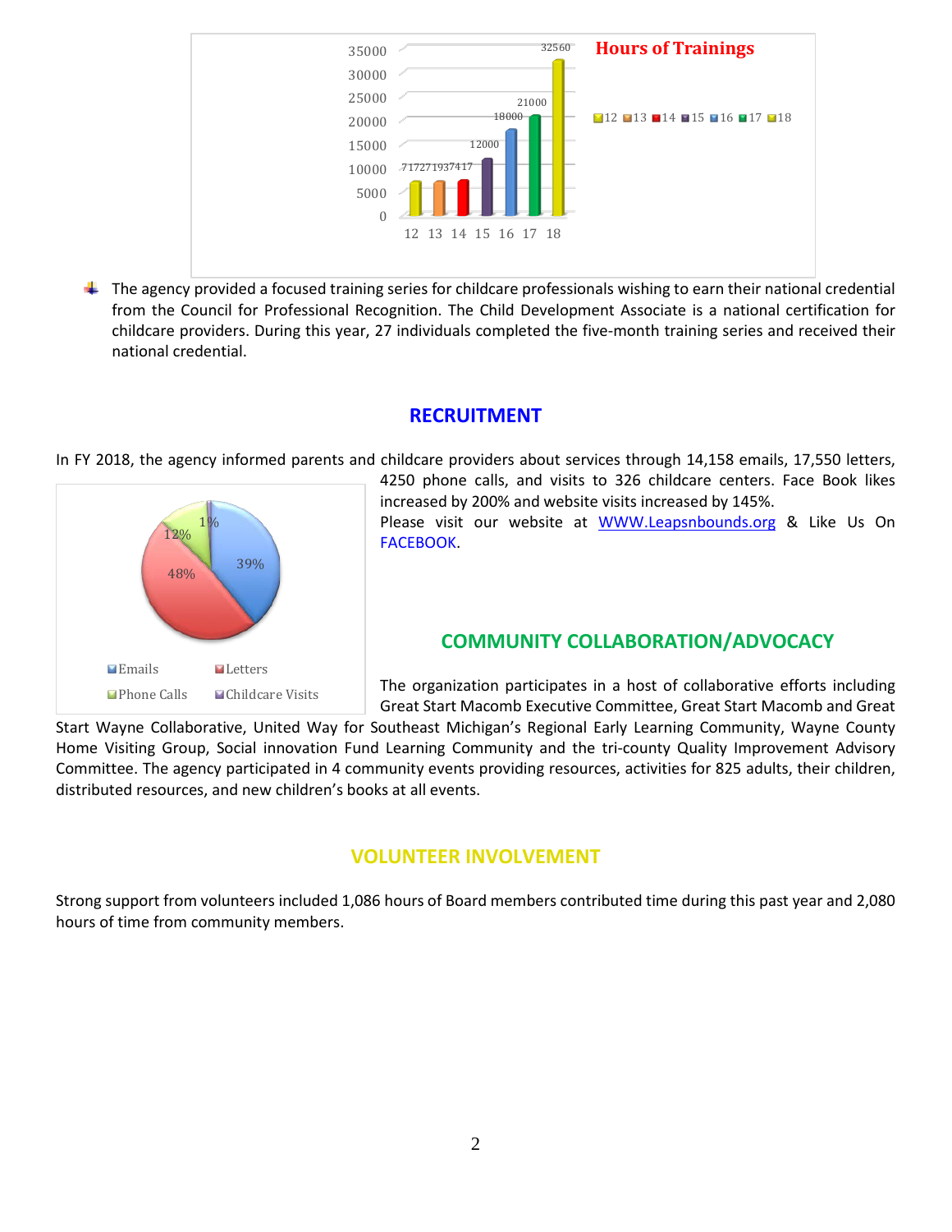The agency provided a focused training series for childcare professionals wishing to earn their national credential from the Council for Professional Recognition. The Child Development Associate is a national certification for childcare providers. During this year, 27 individuals completed the five-month training series and received their national credential.

## RECRUITMENT

In FY 2018, the agency informed parents and childcare providers about services through 14,158 emails, 17,550 letters, 4250 phone calls, and visits to 326 childcare centers. Face Book likes increased by 200% and website visits increased by 145%.

Please visit our website at [WWW.Leapsnbounds.org](http://WWW.Leapsnbounds.org) & Like Us On FACEBOOK.

## COMMUNITY COLLABORATION/ADVOCACY

The organization participates in a host of collaborative efforts including Great Start Macomb Executive Committee, Great Start Macomb and Great Start Wayne Collaborative, United Way for Southeast Michigan's Regional Early Learning Community, Wayne County Home Visiting Group, Social innovation Fund Learning Community and the tri-county Quality Improvement Advisory Committee. The agency participated in 4 community events providing resources, activities for 825 adults, their children, distributed resources, and new children's books at all events.

## VOLUNTEER INVOLVEMENT

Strong support from volunteers included 1,086 hours of Board members contributed time during this past year and 2,080 hours of time from community members.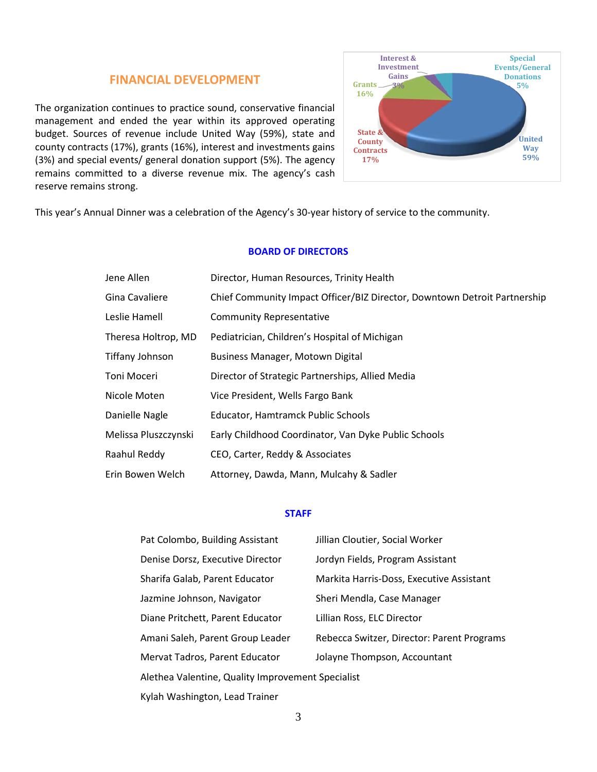## FINANCIAL DEVELOPMENT

The organization continues to practice sound, conservative financial management and ended the year within its approved operating budget. Sources of revenue include United Way (59%), state and county contracts (17%), grants (16%), interest and investments gains (3%) and special events/ general donation support (5%). The agency remains committed to a diverse revenue mix. The agency's cash reserve remains strong.

Interest & Investment Gains 3%
Special Events/General Donations 5%
Grants 16%
State & County Contracts 17%
United Way 59%

This year's Annual Dinner was a celebration of the Agency's 30-year history of service to the community.

### BOARD OF DIRECTORS

| | |
|---|---|
| Jene Allen | Director, Human Resources, Trinity Health |
| Gina Cavaliere | Chief Community Impact Officer/BIZ Director, Downtown Detroit Partnership |
| Leslie Hamell | Community Representative |
| Theresa Holtrop, MD | Pediatrician, Children's Hospital of Michigan |
| Tiffany Johnson | Business Manager, Motown Digital |
| Toni Moceri | Director of Strategic Partnerships, Allied Media |
| Nicole Moten | Vice President, Wells Fargo Bank |
| Danielle Nagle | Educator, Hamtramck Public Schools |
| Melissa Pluszczynski | Early Childhood Coordinator, Van Dyke Public Schools |
| Raahul Reddy | CEO, Carter, Reddy & Associates |
| Erin Bowen Welch | Attorney, Dawda, Mann, Mulcahy & Sadler |

### STAFF

Pat Colombo, Building Assistant
Denise Dorsz, Executive Director
Sharifa Galab, Parent Educator
Jazmine Johnson, Navigator
Diane Pritchett, Parent Educator
Amani Saleh, Parent Group Leader
Mervat Tadros, Parent Educator
Jillian Cloutier, Social Worker
Jordyn Fields, Program Assistant
Markita Harris-Doss, Executive Assistant
Sheri Mendla, Case Manager
Lillian Ross, ELC Director
Rebecca Switzer, Director: Parent Programs
Jolayne Thompson, Accountant
Alethea Valentine, Quality Improvement Specialist
Kylah Washington, Lead Trainer